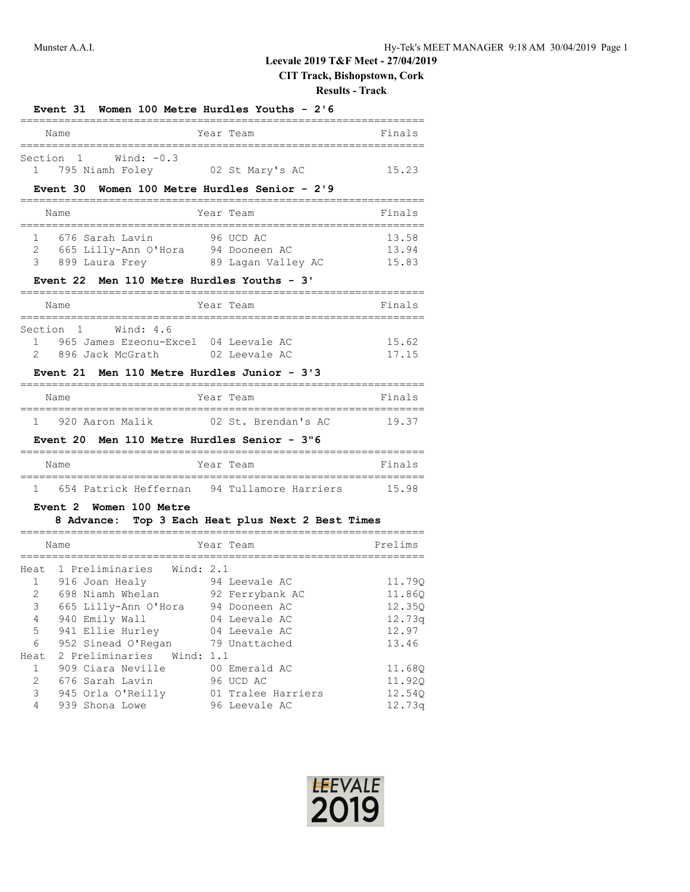# Leevale 2019 T&F Meet - 27/04/2019

## CIT Track, Bishopstown, Cork

### Results - Track

**Event 31 Women 100 Metre Hurdles Youths - 2'6**

| | Name | Year | Team | Finals |
|---|---|---|---|---|
| Section 1 Wind: -0.3 | | | | |
| 1 | 795 Niamh Foley | 02 | St Mary's AC | 15.23 |

**Event 30 Women 100 Metre Hurdles Senior - 2'9**

| | Name | Year | Team | Finals |
|---|---|---|---|---|
| 1 | 676 Sarah Lavin | 96 | UCD AC | 13.58 |
| 2 | 665 Lilly-Ann O'Hora | 94 | Dooneen AC | 13.94 |
| 3 | 899 Laura Frey | 89 | Lagan Valley AC | 15.83 |

**Event 22 Men 110 Metre Hurdles Youths - 3'**

| | Name | Year | Team | Finals |
|---|---|---|---|---|
| Section 1 Wind: 4.6 | | | | |
| 1 | 965 James Ezeonu-Excel | 04 | Leevale AC | 15.62 |
| 2 | 896 Jack McGrath | 02 | Leevale AC | 17.15 |

**Event 21 Men 110 Metre Hurdles Junior - 3'3**

| | Name | Year | Team | Finals |
|---|---|---|---|---|
| 1 | 920 Aaron Malik | 02 | St. Brendan's AC | 19.37 |

**Event 20 Men 110 Metre Hurdles Senior - 3"6**

| | Name | Year | Team | Finals |
|---|---|---|---|---|
| 1 | 654 Patrick Heffernan | 94 | Tullamore Harriers | 15.98 |

**Event 2 Women 100 Metre**

**8 Advance: Top 3 Each Heat plus Next 2 Best Times**

| | Name | Year | Team | Prelims |
|---|---|---|---|---|
| Heat 1 Preliminaries Wind: 2.1 | | | | |
| 1 | 916 Joan Healy | 94 | Leevale AC | 11.79Q |
| 2 | 698 Niamh Whelan | 92 | Ferrybank AC | 11.86Q |
| 3 | 665 Lilly-Ann O'Hora | 94 | Dooneen AC | 12.35Q |
| 4 | 940 Emily Wall | 04 | Leevale AC | 12.73q |
| 5 | 941 Ellie Hurley | 04 | Leevale AC | 12.97 |
| 6 | 952 Sinead O'Regan | 79 | Unattached | 13.46 |
| Heat 2 Preliminaries Wind: 1.1 | | | | |
| 1 | 909 Ciara Neville | 00 | Emerald AC | 11.68Q |
| 2 | 676 Sarah Lavin | 96 | UCD AC | 11.92Q |
| 3 | 945 Orla O'Reilly | 01 | Tralee Harriers | 12.54Q |
| 4 | 939 Shona Lowe | 96 | Leevale AC | 12.73q |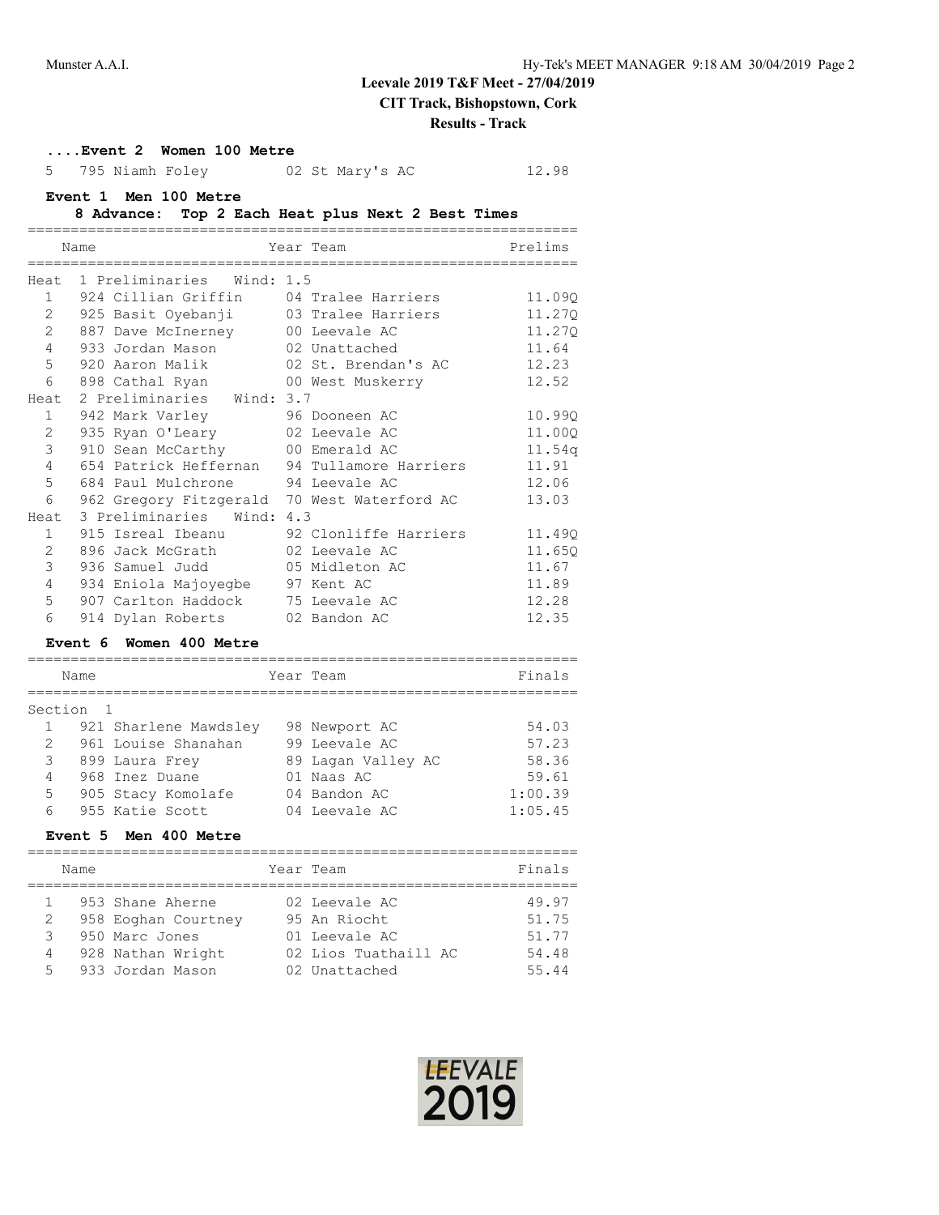## ....Event 2 Women 100 Metre

| | Name | Year | Team | Finals |
|---|---|---|---|---|
| 5 | 795 Niamh Foley | 02 | St Mary's AC | 12.98 |

## Event 1 Men 100 Metre

**8 Advance: Top 2 Each Heat plus Next 2 Best Times**

| | Name | Year | Team | Prelims |
|---|---|---|---|---|
| **Heat 1 Preliminaries Wind: 1.5** | | | | |
| 1 | 924 Cillian Griffin | 04 | Tralee Harriers | 11.09Q |
| 2 | 925 Basit Oyebanji | 03 | Tralee Harriers | 11.27Q |
| 2 | 887 Dave McInerney | 00 | Leevale AC | 11.27Q |
| 4 | 933 Jordan Mason | 02 | Unattached | 11.64 |
| 5 | 920 Aaron Malik | 02 | St. Brendan's AC | 12.23 |
| 6 | 898 Cathal Ryan | 00 | West Muskerry | 12.52 |
| **Heat 2 Preliminaries Wind: 3.7** | | | | |
| 1 | 942 Mark Varley | 96 | Dooneen AC | 10.99Q |
| 2 | 935 Ryan O'Leary | 02 | Leevale AC | 11.00Q |
| 3 | 910 Sean McCarthy | 00 | Emerald AC | 11.54q |
| 4 | 654 Patrick Heffernan | 94 | Tullamore Harriers | 11.91 |
| 5 | 684 Paul Mulchrone | 94 | Leevale AC | 12.06 |
| 6 | 962 Gregory Fitzgerald | 70 | West Waterford AC | 13.03 |
| **Heat 3 Preliminaries Wind: 4.3** | | | | |
| 1 | 915 Isreal Ibeanu | 92 | Clonliffe Harriers | 11.49Q |
| 2 | 896 Jack McGrath | 02 | Leevale AC | 11.65Q |
| 3 | 936 Samuel Judd | 05 | Midleton AC | 11.67 |
| 4 | 934 Eniola Majoyegbe | 97 | Kent AC | 11.89 |
| 5 | 907 Carlton Haddock | 75 | Leevale AC | 12.28 |
| 6 | 914 Dylan Roberts | 02 | Bandon AC | 12.35 |

## Event 6 Women 400 Metre

| | Name | Year | Team | Finals |
|---|---|---|---|---|
| **Section 1** | | | | |
| 1 | 921 Sharlene Mawdsley | 98 | Newport AC | 54.03 |
| 2 | 961 Louise Shanahan | 99 | Leevale AC | 57.23 |
| 3 | 899 Laura Frey | 89 | Lagan Valley AC | 58.36 |
| 4 | 968 Inez Duane | 01 | Naas AC | 59.61 |
| 5 | 905 Stacy Komolafe | 04 | Bandon AC | 1:00.39 |
| 6 | 955 Katie Scott | 04 | Leevale AC | 1:05.45 |

## Event 5 Men 400 Metre

| | Name | Year | Team | Finals |
|---|---|---|---|---|
| 1 | 953 Shane Aherne | 02 | Leevale AC | 49.97 |
| 2 | 958 Eoghan Courtney | 95 | An Riocht | 51.75 |
| 3 | 950 Marc Jones | 01 | Leevale AC | 51.77 |
| 4 | 928 Nathan Wright | 02 | Lios Tuathaill AC | 54.48 |
| 5 | 933 Jordan Mason | 02 | Unattached | 55.44 |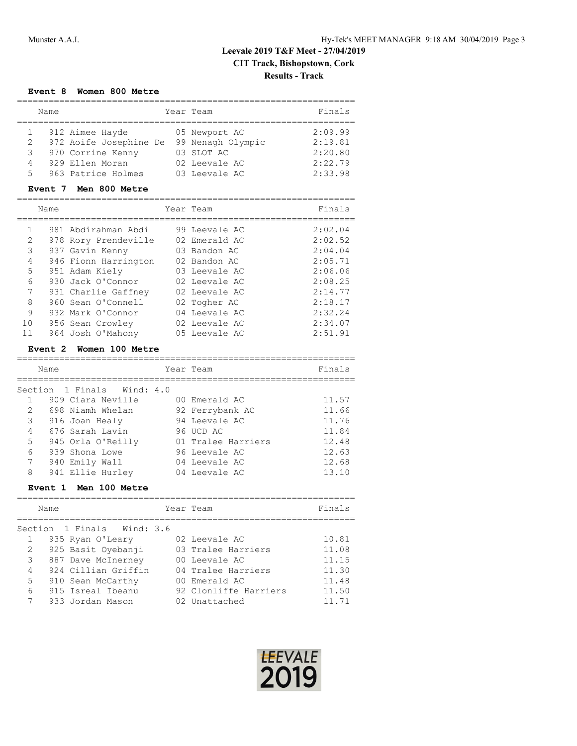# Leevale 2019 T&F Meet - 27/04/2019

## CIT Track, Bishopstown, Cork

## Results - Track

### Event 8 Women 800 Metre

| | Name | Year | Team | Finals |
|---|---|---|---|---|
| 1 | 912 Aimee Hayde | 05 | Newport AC | 2:09.99 |
| 2 | 972 Aoife Josephine De | 99 | Nenagh Olympic | 2:19.81 |
| 3 | 970 Corrine Kenny | 03 | SLOT AC | 2:20.80 |
| 4 | 929 Ellen Moran | 02 | Leevale AC | 2:22.79 |
| 5 | 963 Patrice Holmes | 03 | Leevale AC | 2:33.98 |

### Event 7 Men 800 Metre

| | Name | Year | Team | Finals |
|---|---|---|---|---|
| 1 | 981 Abdirahman Abdi | 99 | Leevale AC | 2:02.04 |
| 2 | 978 Rory Prendeville | 02 | Emerald AC | 2:02.52 |
| 3 | 937 Gavin Kenny | 03 | Bandon AC | 2:04.04 |
| 4 | 946 Fionn Harrington | 02 | Bandon AC | 2:05.71 |
| 5 | 951 Adam Kiely | 03 | Leevale AC | 2:06.06 |
| 6 | 930 Jack O'Connor | 02 | Leevale AC | 2:08.25 |
| 7 | 931 Charlie Gaffney | 02 | Leevale AC | 2:14.77 |
| 8 | 960 Sean O'Connell | 02 | Togher AC | 2:18.17 |
| 9 | 932 Mark O'Connor | 04 | Leevale AC | 2:32.24 |
| 10 | 956 Sean Crowley | 02 | Leevale AC | 2:34.07 |
| 11 | 964 Josh O'Mahony | 05 | Leevale AC | 2:51.91 |

### Event 2 Women 100 Metre

Section 1 Finals Wind: 4.0

| | Name | Year | Team | Finals |
|---|---|---|---|---|
| 1 | 909 Ciara Neville | 00 | Emerald AC | 11.57 |
| 2 | 698 Niamh Whelan | 92 | Ferrybank AC | 11.66 |
| 3 | 916 Joan Healy | 94 | Leevale AC | 11.76 |
| 4 | 676 Sarah Lavin | 96 | UCD AC | 11.84 |
| 5 | 945 Orla O'Reilly | 01 | Tralee Harriers | 12.48 |
| 6 | 939 Shona Lowe | 96 | Leevale AC | 12.63 |
| 7 | 940 Emily Wall | 04 | Leevale AC | 12.68 |
| 8 | 941 Ellie Hurley | 04 | Leevale AC | 13.10 |

### Event 1 Men 100 Metre

Section 1 Finals Wind: 3.6

| | Name | Year | Team | Finals |
|---|---|---|---|---|
| 1 | 935 Ryan O'Leary | 02 | Leevale AC | 10.81 |
| 2 | 925 Basit Oyebanji | 03 | Tralee Harriers | 11.08 |
| 3 | 887 Dave McInerney | 00 | Leevale AC | 11.15 |
| 4 | 924 Cillian Griffin | 04 | Tralee Harriers | 11.30 |
| 5 | 910 Sean McCarthy | 00 | Emerald AC | 11.48 |
| 6 | 915 Isreal Ibeanu | 92 | Clonliffe Harriers | 11.50 |
| 7 | 933 Jordan Mason | 02 | Unattached | 11.71 |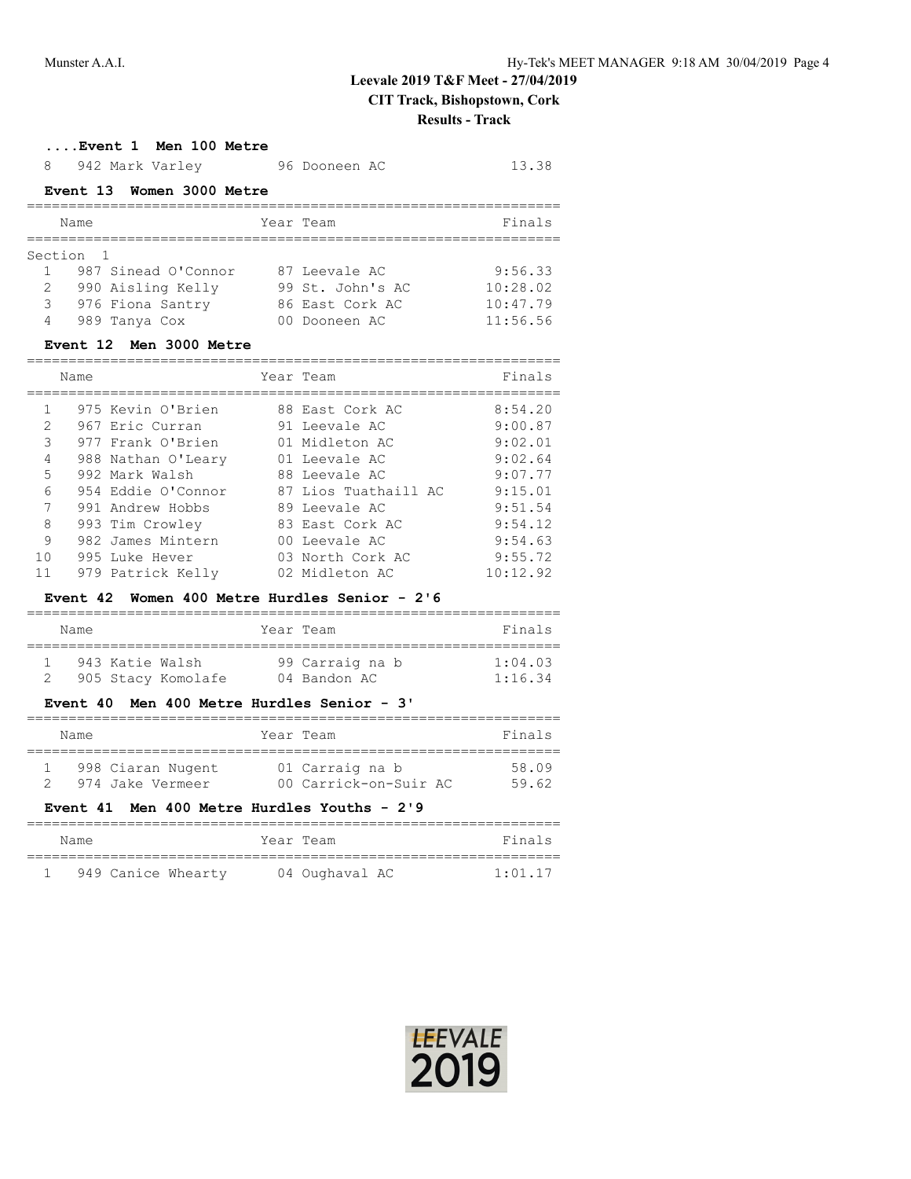## ....Event 1 Men 100 Metre

| | Name | Year | Team | Finals |
|---|---|---|---|---|
| 8 | 942 Mark Varley | 96 | Dooneen AC | 13.38 |

## Event 13 Women 3000 Metre

| | Name | Year | Team | Finals |
|---|---|---|---|---|
| Section 1 | | | | |
| 1 | 987 Sinead O'Connor | 87 | Leevale AC | 9:56.33 |
| 2 | 990 Aisling Kelly | 99 | St. John's AC | 10:28.02 |
| 3 | 976 Fiona Santry | 86 | East Cork AC | 10:47.79 |
| 4 | 989 Tanya Cox | 00 | Dooneen AC | 11:56.56 |

## Event 12 Men 3000 Metre

| | Name | Year | Team | Finals |
|---|---|---|---|---|
| 1 | 975 Kevin O'Brien | 88 | East Cork AC | 8:54.20 |
| 2 | 967 Eric Curran | 91 | Leevale AC | 9:00.87 |
| 3 | 977 Frank O'Brien | 01 | Midleton AC | 9:02.01 |
| 4 | 988 Nathan O'Leary | 01 | Leevale AC | 9:02.64 |
| 5 | 992 Mark Walsh | 88 | Leevale AC | 9:07.77 |
| 6 | 954 Eddie O'Connor | 87 | Lios Tuathaill AC | 9:15.01 |
| 7 | 991 Andrew Hobbs | 89 | Leevale AC | 9:51.54 |
| 8 | 993 Tim Crowley | 83 | East Cork AC | 9:54.12 |
| 9 | 982 James Mintern | 00 | Leevale AC | 9:54.63 |
| 10 | 995 Luke Hever | 03 | North Cork AC | 9:55.72 |
| 11 | 979 Patrick Kelly | 02 | Midleton AC | 10:12.92 |

## Event 42 Women 400 Metre Hurdles Senior - 2'6

| | Name | Year | Team | Finals |
|---|---|---|---|---|
| 1 | 943 Katie Walsh | 99 | Carraig na b | 1:04.03 |
| 2 | 905 Stacy Komolafe | 04 | Bandon AC | 1:16.34 |

## Event 40 Men 400 Metre Hurdles Senior - 3'

| | Name | Year | Team | Finals |
|---|---|---|---|---|
| 1 | 998 Ciaran Nugent | 01 | Carraig na b | 58.09 |
| 2 | 974 Jake Vermeer | 00 | Carrick-on-Suir AC | 59.62 |

## Event 41 Men 400 Metre Hurdles Youths - 2'9

| | Name | Year | Team | Finals |
|---|---|---|---|---|
| 1 | 949 Canice Whearty | 04 | Oughaval AC | 1:01.17 |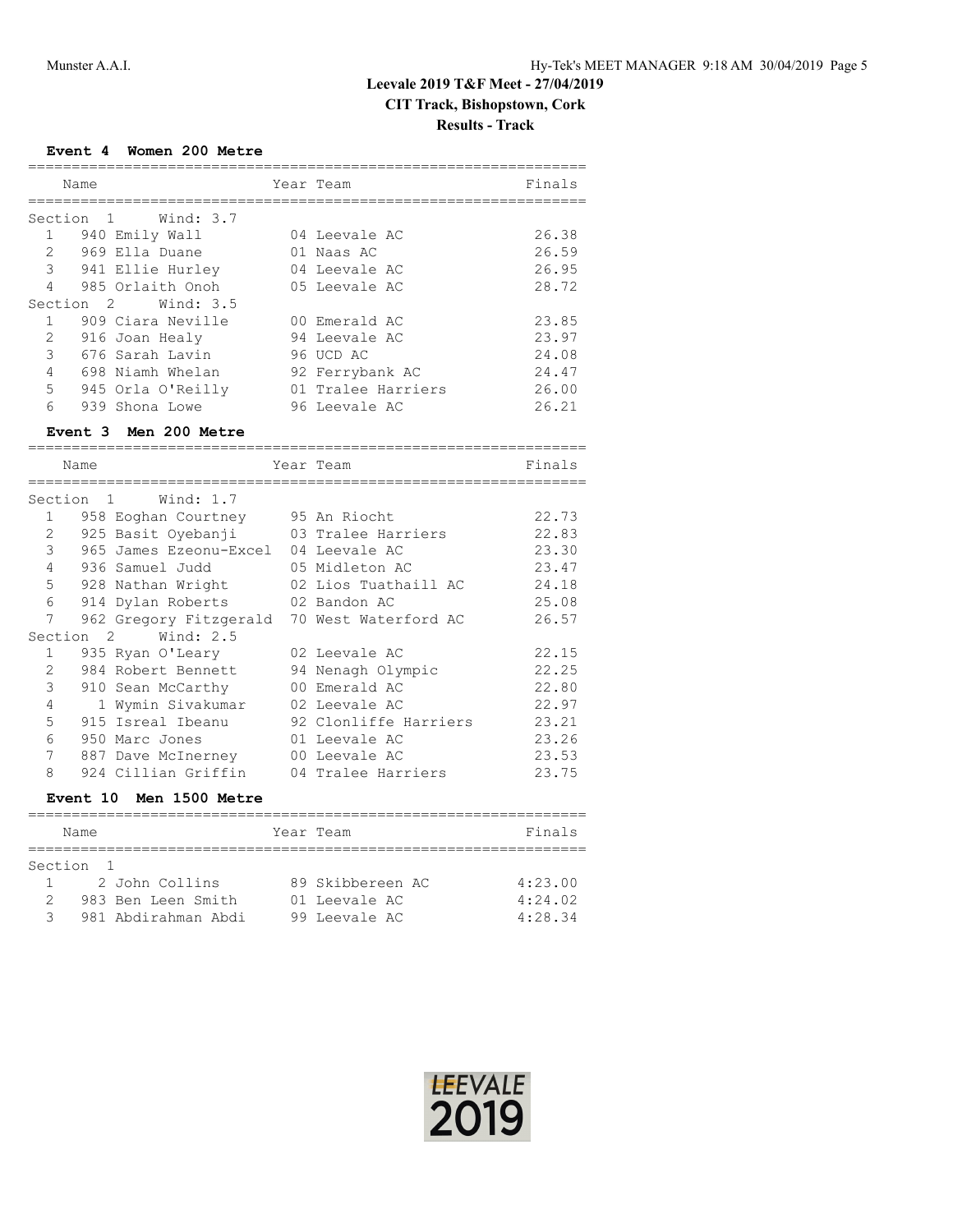# Leevale 2019 T&F Meet - 27/04/2019

**CIT Track, Bishopstown, Cork**

**Results - Track**

### Event 4 Women 200 Metre

| | Name | Year | Team | Finals |
|---|---|---|---|---|
| **Section 1 Wind: 3.7** | | | | |
| 1 | 940 Emily Wall | 04 | Leevale AC | 26.38 |
| 2 | 969 Ella Duane | 01 | Naas AC | 26.59 |
| 3 | 941 Ellie Hurley | 04 | Leevale AC | 26.95 |
| 4 | 985 Orlaith Onoh | 05 | Leevale AC | 28.72 |
| **Section 2 Wind: 3.5** | | | | |
| 1 | 909 Ciara Neville | 00 | Emerald AC | 23.85 |
| 2 | 916 Joan Healy | 94 | Leevale AC | 23.97 |
| 3 | 676 Sarah Lavin | 96 | UCD AC | 24.08 |
| 4 | 698 Niamh Whelan | 92 | Ferrybank AC | 24.47 |
| 5 | 945 Orla O'Reilly | 01 | Tralee Harriers | 26.00 |
| 6 | 939 Shona Lowe | 96 | Leevale AC | 26.21 |

### Event 3 Men 200 Metre

| | Name | Year | Team | Finals |
|---|---|---|---|---|
| **Section 1 Wind: 1.7** | | | | |
| 1 | 958 Eoghan Courtney | 95 | An Riocht | 22.73 |
| 2 | 925 Basit Oyebanji | 03 | Tralee Harriers | 22.83 |
| 3 | 965 James Ezeonu-Excel | 04 | Leevale AC | 23.30 |
| 4 | 936 Samuel Judd | 05 | Midleton AC | 23.47 |
| 5 | 928 Nathan Wright | 02 | Lios Tuathaill AC | 24.18 |
| 6 | 914 Dylan Roberts | 02 | Bandon AC | 25.08 |
| 7 | 962 Gregory Fitzgerald | 70 | West Waterford AC | 26.57 |
| **Section 2 Wind: 2.5** | | | | |
| 1 | 935 Ryan O'Leary | 02 | Leevale AC | 22.15 |
| 2 | 984 Robert Bennett | 94 | Nenagh Olympic | 22.25 |
| 3 | 910 Sean McCarthy | 00 | Emerald AC | 22.80 |
| 4 | 1 Wymin Sivakumar | 02 | Leevale AC | 22.97 |
| 5 | 915 Isreal Ibeanu | 92 | Clonliffe Harriers | 23.21 |
| 6 | 950 Marc Jones | 01 | Leevale AC | 23.26 |
| 7 | 887 Dave McInerney | 00 | Leevale AC | 23.53 |
| 8 | 924 Cillian Griffin | 04 | Tralee Harriers | 23.75 |

### Event 10 Men 1500 Metre

| | Name | Year | Team | Finals |
|---|---|---|---|---|
| **Section 1** | | | | |
| 1 | 2 John Collins | 89 | Skibbereen AC | 4:23.00 |
| 2 | 983 Ben Leen Smith | 01 | Leevale AC | 4:24.02 |
| 3 | 981 Abdirahman Abdi | 99 | Leevale AC | 4:28.34 |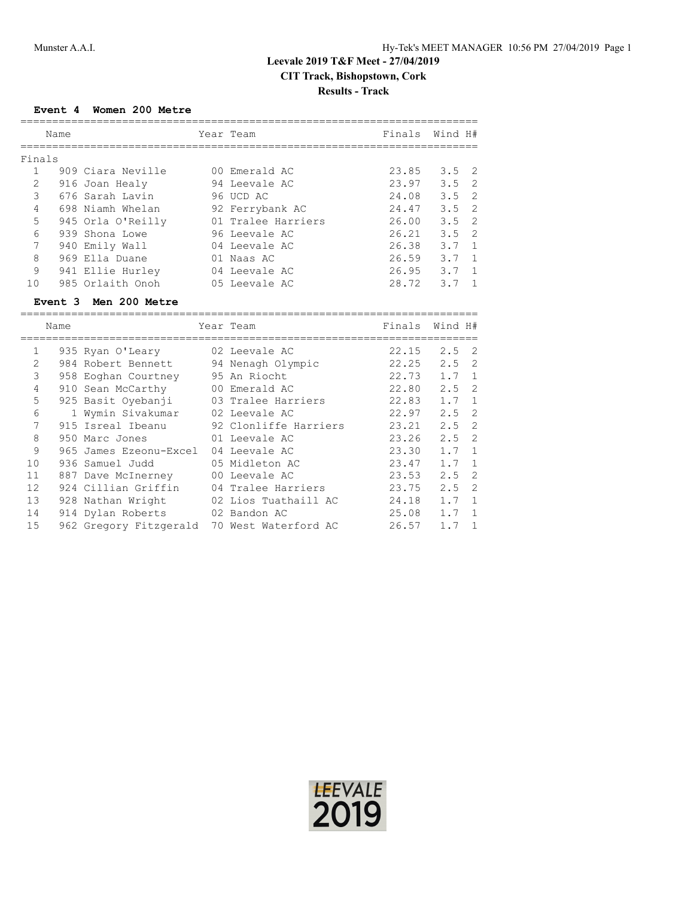# Leevale 2019 T&F Meet - 27/04/2019

## CIT Track, Bishopstown, Cork

## Results - Track

### Event 4 Women 200 Metre

| | Name | Year | Team | Finals | Wind | H# |
|---|---|---|---|---|---|---|
| **Finals** | | | | | | |
| 1 | 909 Ciara Neville | 00 | Emerald AC | 23.85 | 3.5 | 2 |
| 2 | 916 Joan Healy | 94 | Leevale AC | 23.97 | 3.5 | 2 |
| 3 | 676 Sarah Lavin | 96 | UCD AC | 24.08 | 3.5 | 2 |
| 4 | 698 Niamh Whelan | 92 | Ferrybank AC | 24.47 | 3.5 | 2 |
| 5 | 945 Orla O'Reilly | 01 | Tralee Harriers | 26.00 | 3.5 | 2 |
| 6 | 939 Shona Lowe | 96 | Leevale AC | 26.21 | 3.5 | 2 |
| 7 | 940 Emily Wall | 04 | Leevale AC | 26.38 | 3.7 | 1 |
| 8 | 969 Ella Duane | 01 | Naas AC | 26.59 | 3.7 | 1 |
| 9 | 941 Ellie Hurley | 04 | Leevale AC | 26.95 | 3.7 | 1 |
| 10 | 985 Orlaith Onoh | 05 | Leevale AC | 28.72 | 3.7 | 1 |

### Event 3 Men 200 Metre

| | Name | Year | Team | Finals | Wind | H# |
|---|---|---|---|---|---|---|
| 1 | 935 Ryan O'Leary | 02 | Leevale AC | 22.15 | 2.5 | 2 |
| 2 | 984 Robert Bennett | 94 | Nenagh Olympic | 22.25 | 2.5 | 2 |
| 3 | 958 Eoghan Courtney | 95 | An Riocht | 22.73 | 1.7 | 1 |
| 4 | 910 Sean McCarthy | 00 | Emerald AC | 22.80 | 2.5 | 2 |
| 5 | 925 Basit Oyebanji | 03 | Tralee Harriers | 22.83 | 1.7 | 1 |
| 6 | 1 Wymin Sivakumar | 02 | Leevale AC | 22.97 | 2.5 | 2 |
| 7 | 915 Isreal Ibeanu | 92 | Clonliffe Harriers | 23.21 | 2.5 | 2 |
| 8 | 950 Marc Jones | 01 | Leevale AC | 23.26 | 2.5 | 2 |
| 9 | 965 James Ezeonu-Excel | 04 | Leevale AC | 23.30 | 1.7 | 1 |
| 10 | 936 Samuel Judd | 05 | Midleton AC | 23.47 | 1.7 | 1 |
| 11 | 887 Dave McInerney | 00 | Leevale AC | 23.53 | 2.5 | 2 |
| 12 | 924 Cillian Griffin | 04 | Tralee Harriers | 23.75 | 2.5 | 2 |
| 13 | 928 Nathan Wright | 02 | Lios Tuathaill AC | 24.18 | 1.7 | 1 |
| 14 | 914 Dylan Roberts | 02 | Bandon AC | 25.08 | 1.7 | 1 |
| 15 | 962 Gregory Fitzgerald | 70 | West Waterford AC | 26.57 | 1.7 | 1 |